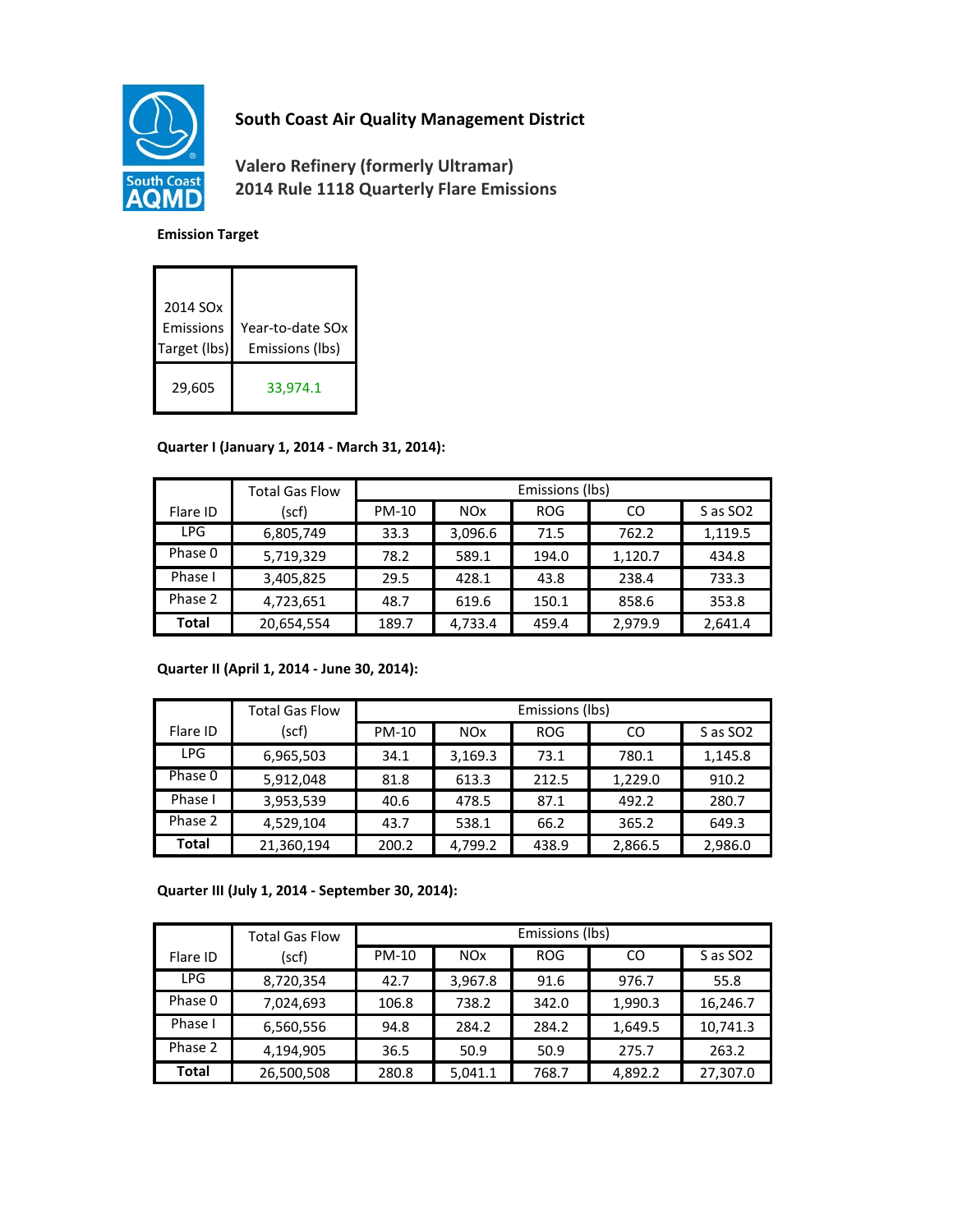# South Coast Air Quality Management District

## Valero Refinery (formerly Ultramar)
## 2014 Rule 1118 Quarterly Flare Emissions

**Emission Target**

| 2014 SOx Emissions Target (lbs) | Year-to-date SOx Emissions (lbs) |
|---|---|
| 29,605 | 33,974.1 |

**Quarter I (January 1, 2014 - March 31, 2014):**

| Flare ID | Total Gas Flow (scf) | Emissions (lbs) | | | | |
|---|---|---|---|---|---|---|
| | | PM-10 | NOx | ROG | CO | S as SO2 |
| LPG | 6,805,749 | 33.3 | 3,096.6 | 71.5 | 762.2 | 1,119.5 |
| Phase 0 | 5,719,329 | 78.2 | 589.1 | 194.0 | 1,120.7 | 434.8 |
| Phase I | 3,405,825 | 29.5 | 428.1 | 43.8 | 238.4 | 733.3 |
| Phase 2 | 4,723,651 | 48.7 | 619.6 | 150.1 | 858.6 | 353.8 |
| **Total** | 20,654,554 | 189.7 | 4,733.4 | 459.4 | 2,979.9 | 2,641.4 |

**Quarter II (April 1, 2014 - June 30, 2014):**

| Flare ID | Total Gas Flow (scf) | Emissions (lbs) | | | | |
|---|---|---|---|---|---|---|
| | | PM-10 | NOx | ROG | CO | S as SO2 |
| LPG | 6,965,503 | 34.1 | 3,169.3 | 73.1 | 780.1 | 1,145.8 |
| Phase 0 | 5,912,048 | 81.8 | 613.3 | 212.5 | 1,229.0 | 910.2 |
| Phase I | 3,953,539 | 40.6 | 478.5 | 87.1 | 492.2 | 280.7 |
| Phase 2 | 4,529,104 | 43.7 | 538.1 | 66.2 | 365.2 | 649.3 |
| **Total** | 21,360,194 | 200.2 | 4,799.2 | 438.9 | 2,866.5 | 2,986.0 |

**Quarter III (July 1, 2014 - September 30, 2014):**

| Flare ID | Total Gas Flow (scf) | Emissions (lbs) | | | | |
|---|---|---|---|---|---|---|
| | | PM-10 | NOx | ROG | CO | S as SO2 |
| LPG | 8,720,354 | 42.7 | 3,967.8 | 91.6 | 976.7 | 55.8 |
| Phase 0 | 7,024,693 | 106.8 | 738.2 | 342.0 | 1,990.3 | 16,246.7 |
| Phase I | 6,560,556 | 94.8 | 284.2 | 284.2 | 1,649.5 | 10,741.3 |
| Phase 2 | 4,194,905 | 36.5 | 50.9 | 50.9 | 275.7 | 263.2 |
| **Total** | 26,500,508 | 280.8 | 5,041.1 | 768.7 | 4,892.2 | 27,307.0 |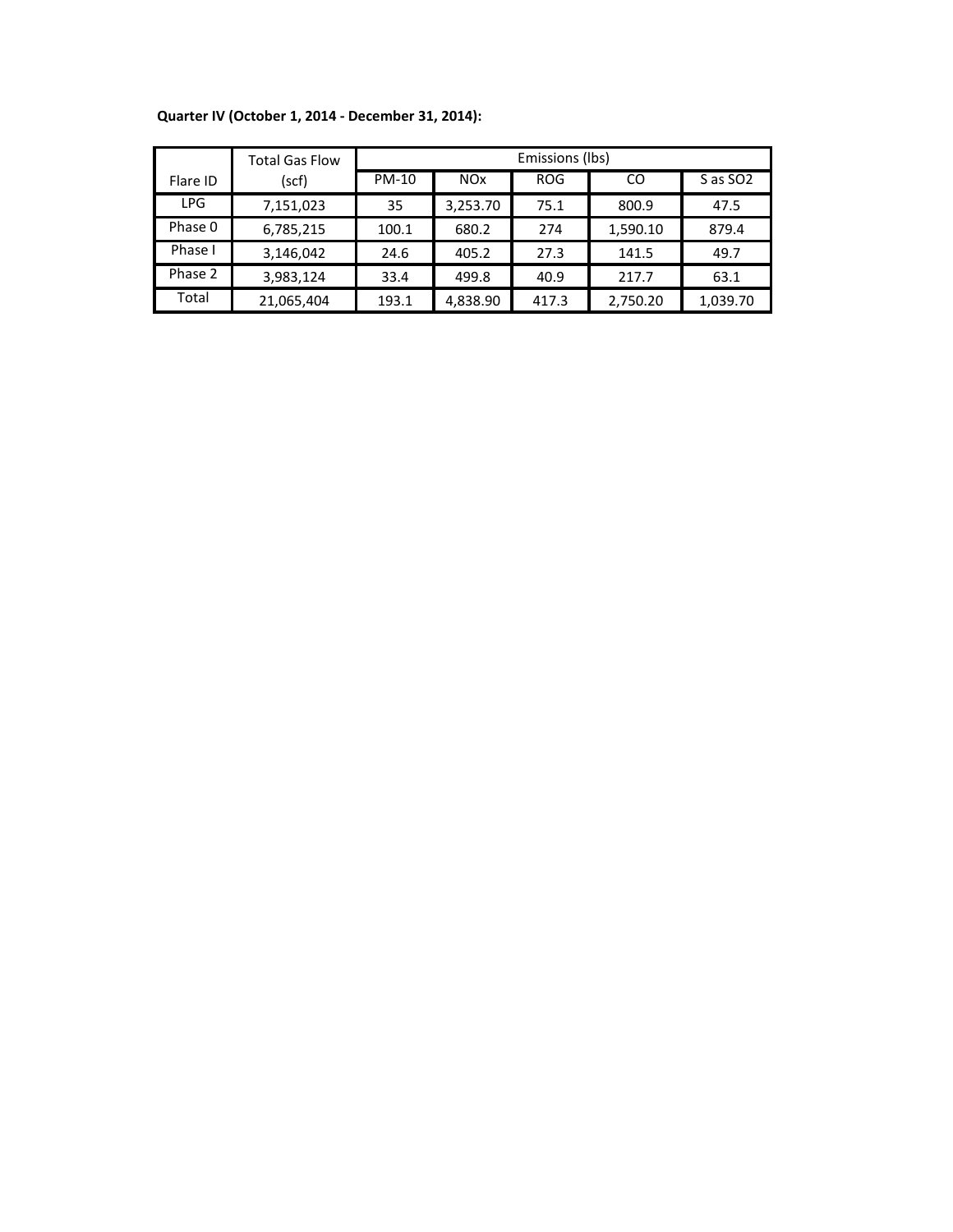**Quarter IV (October 1, 2014 - December 31, 2014):**

| Flare ID | Total Gas Flow (scf) | Emissions (lbs) | | | | |
|---|---|---|---|---|---|---|
| | | PM-10 | NOx | ROG | CO | S as SO2 |
| LPG | 7,151,023 | 35 | 3,253.70 | 75.1 | 800.9 | 47.5 |
| Phase 0 | 6,785,215 | 100.1 | 680.2 | 274 | 1,590.10 | 879.4 |
| Phase I | 3,146,042 | 24.6 | 405.2 | 27.3 | 141.5 | 49.7 |
| Phase 2 | 3,983,124 | 33.4 | 499.8 | 40.9 | 217.7 | 63.1 |
| Total | 21,065,404 | 193.1 | 4,838.90 | 417.3 | 2,750.20 | 1,039.70 |